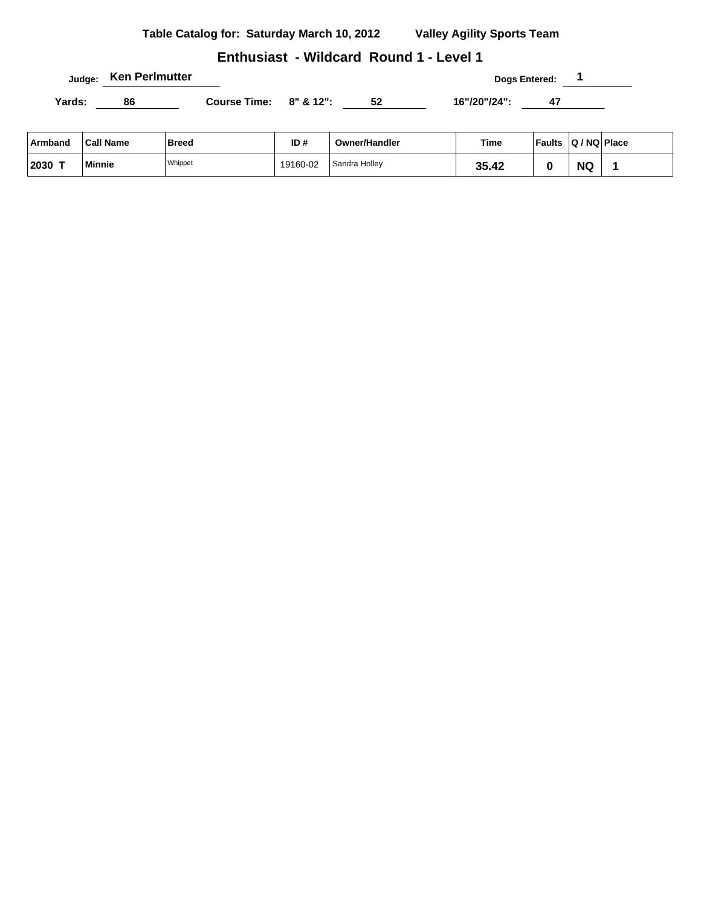**Table Catalog for: Saturday March 10, 2012** **Valley Agility Sports Team**

## Enthusiast - Wildcard Round 1 - Level 1

Judge: **Ken Perlmutter** Dogs Entered: **1**

Yards: **86** Course Time: 8" & 12": **52** 16"/20"/24": **47**

| Armband | Call Name | Breed | ID # | Owner/Handler | Time | Faults | Q / NQ | Place |
|---|---|---|---|---|---|---|---|---|
| 2030 T | Minnie | Whippet | 19160-02 | Sandra Holley | 35.42 | 0 | NQ | 1 |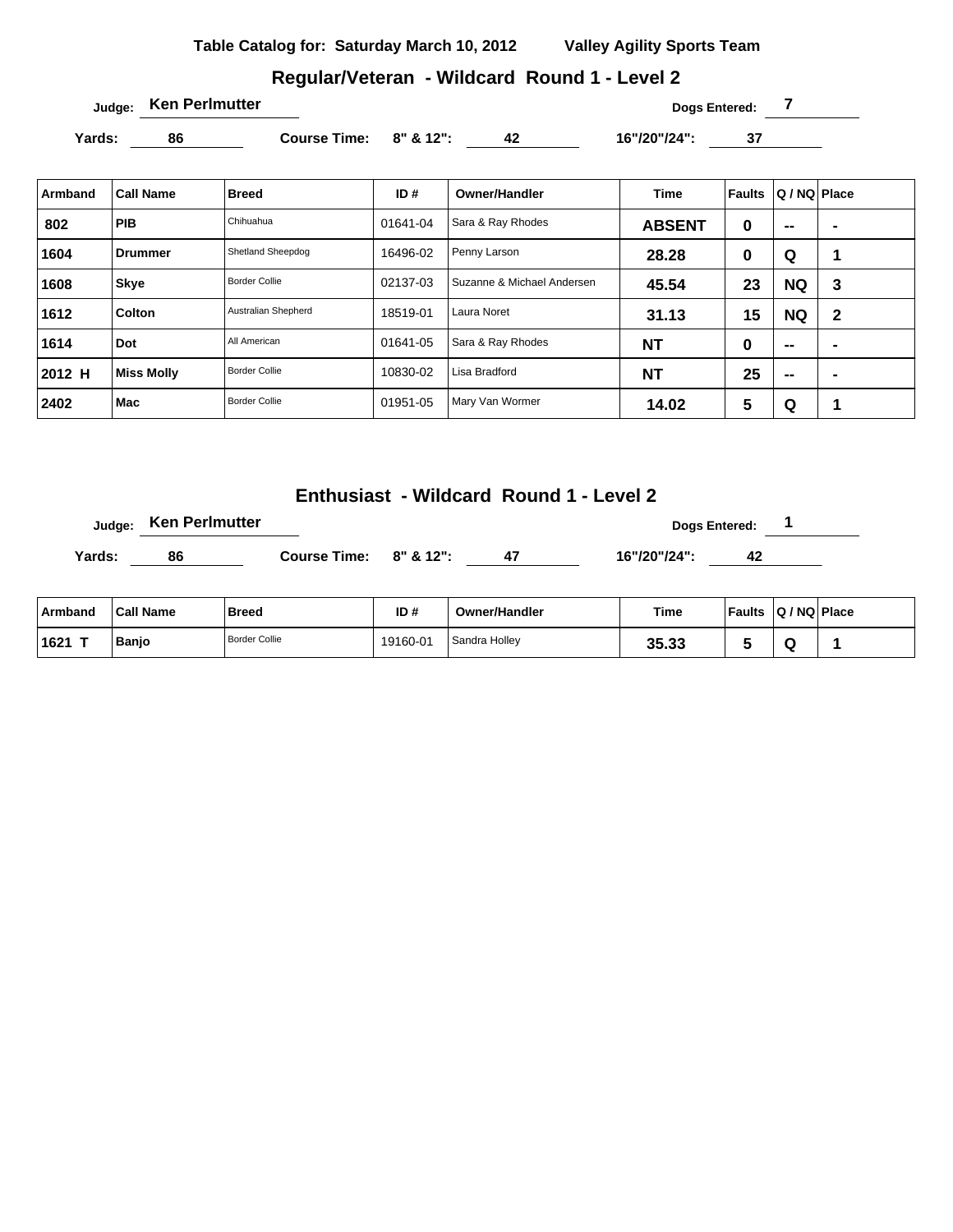Table Catalog for: Saturday March 10, 2012 Valley Agility Sports Team

## Regular/Veteran - Wildcard Round 1 - Level 2

Judge: **Ken Perlmutter** Dogs Entered: **7**

Yards: **86** Course Time: 8" & 12": **42** 16"/20"/24": **37**

| Armband | Call Name | Breed | ID # | Owner/Handler | Time | Faults | Q / NQ | Place |
|---|---|---|---|---|---|---|---|---|
| 802 | PIB | Chihuahua | 01641-04 | Sara & Ray Rhodes | ABSENT | 0 | -- | - |
| 1604 | Drummer | Shetland Sheepdog | 16496-02 | Penny Larson | 28.28 | 0 | Q | 1 |
| 1608 | Skye | Border Collie | 02137-03 | Suzanne & Michael Andersen | 45.54 | 23 | NQ | 3 |
| 1612 | Colton | Australian Shepherd | 18519-01 | Laura Noret | 31.13 | 15 | NQ | 2 |
| 1614 | Dot | All American | 01641-05 | Sara & Ray Rhodes | NT | 0 | -- | - |
| 2012 H | Miss Molly | Border Collie | 10830-02 | Lisa Bradford | NT | 25 | -- | - |
| 2402 | Mac | Border Collie | 01951-05 | Mary Van Wormer | 14.02 | 5 | Q | 1 |

## Enthusiast - Wildcard Round 1 - Level 2

Judge: **Ken Perlmutter** Dogs Entered: **1**

Yards: **86** Course Time: 8" & 12": **47** 16"/20"/24": **42**

| Armband | Call Name | Breed | ID # | Owner/Handler | Time | Faults | Q / NQ | Place |
|---|---|---|---|---|---|---|---|---|
| 1621 T | Banjo | Border Collie | 19160-01 | Sandra Holley | 35.33 | 5 | Q | 1 |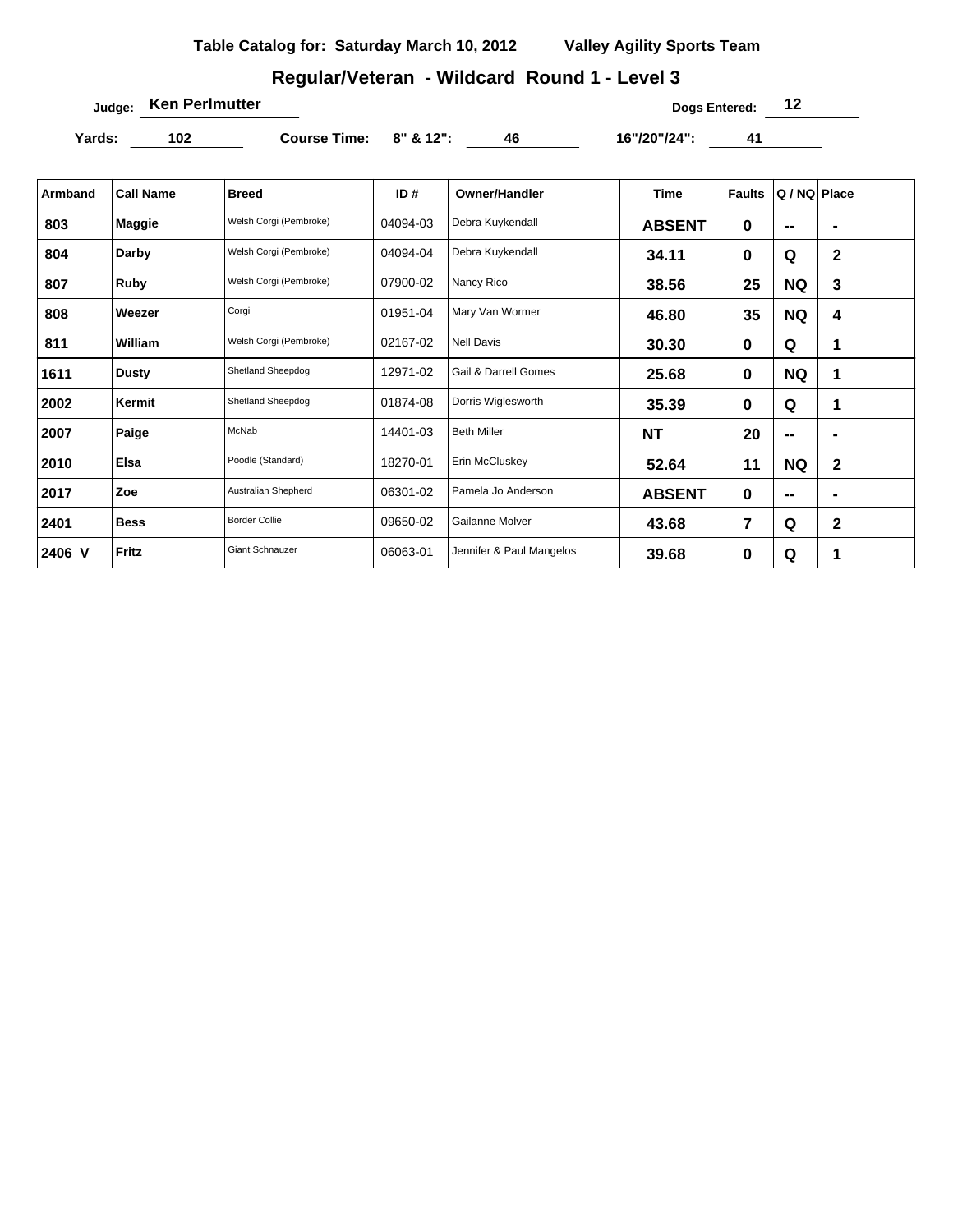**Table Catalog for: Saturday March 10, 2012** **Valley Agility Sports Team**

## Regular/Veteran - Wildcard Round 1 - Level 3

**Judge:** Ken Perlmutter **Dogs Entered:** 12

**Yards:** 102 **Course Time: 8" & 12":** 46 **16"/20"/24":** 41

| Armband | Call Name | Breed | ID # | Owner/Handler | Time | Faults | Q / NQ | Place |
|---|---|---|---|---|---|---|---|---|
| 803 | Maggie | Welsh Corgi (Pembroke) | 04094-03 | Debra Kuykendall | ABSENT | 0 | -- | - |
| 804 | Darby | Welsh Corgi (Pembroke) | 04094-04 | Debra Kuykendall | 34.11 | 0 | Q | 2 |
| 807 | Ruby | Welsh Corgi (Pembroke) | 07900-02 | Nancy Rico | 38.56 | 25 | NQ | 3 |
| 808 | Weezer | Corgi | 01951-04 | Mary Van Wormer | 46.80 | 35 | NQ | 4 |
| 811 | William | Welsh Corgi (Pembroke) | 02167-02 | Nell Davis | 30.30 | 0 | Q | 1 |
| 1611 | Dusty | Shetland Sheepdog | 12971-02 | Gail & Darrell Gomes | 25.68 | 0 | NQ | 1 |
| 2002 | Kermit | Shetland Sheepdog | 01874-08 | Dorris Wiglesworth | 35.39 | 0 | Q | 1 |
| 2007 | Paige | McNab | 14401-03 | Beth Miller | NT | 20 | -- | - |
| 2010 | Elsa | Poodle (Standard) | 18270-01 | Erin McCluskey | 52.64 | 11 | NQ | 2 |
| 2017 | Zoe | Australian Shepherd | 06301-02 | Pamela Jo Anderson | ABSENT | 0 | -- | - |
| 2401 | Bess | Border Collie | 09650-02 | Gailanne Molver | 43.68 | 7 | Q | 2 |
| 2406 V | Fritz | Giant Schnauzer | 06063-01 | Jennifer & Paul Mangelos | 39.68 | 0 | Q | 1 |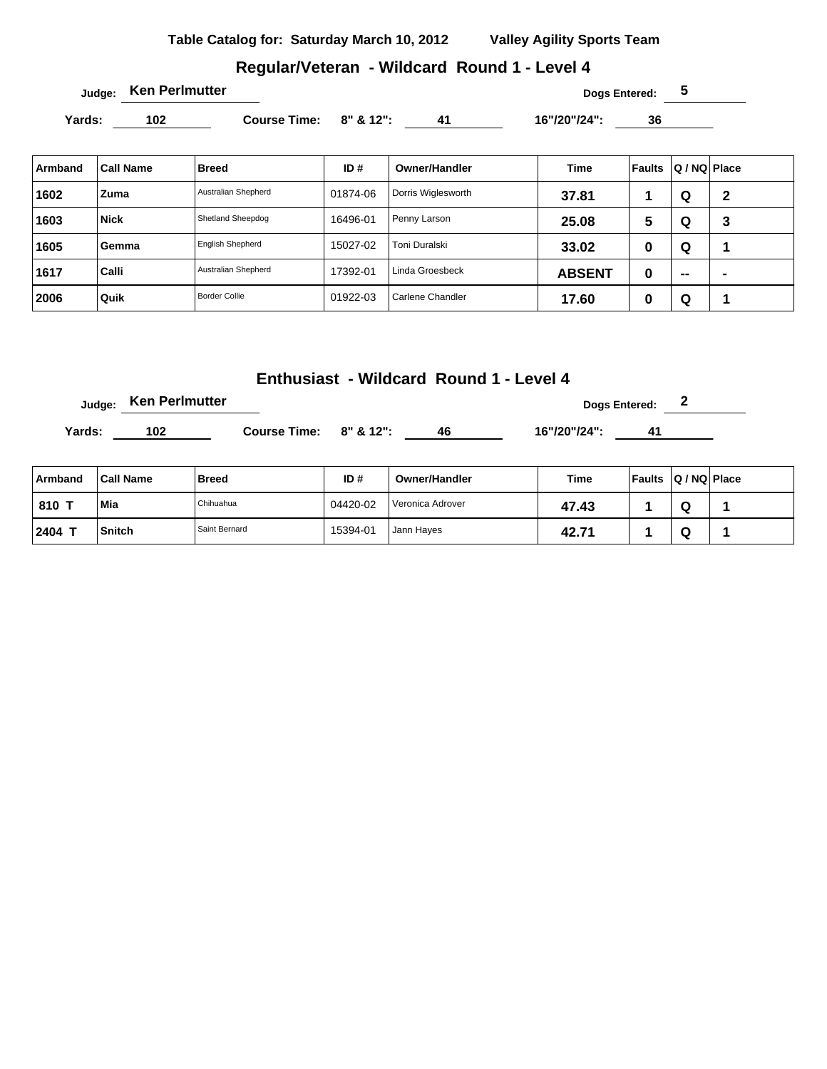**Table Catalog for: Saturday March 10, 2012** **Valley Agility Sports Team**

## Regular/Veteran - Wildcard Round 1 - Level 4

**Judge:** Ken Perlmutter **Dogs Entered:** 5

**Yards:** 102 **Course Time:** **8" & 12":** 41 **16"/20"/24":** 36

| Armband | Call Name | Breed | ID # | Owner/Handler | Time | Faults | Q / NQ | Place |
|---|---|---|---|---|---|---|---|---|
| 1602 | Zuma | Australian Shepherd | 01874-06 | Dorris Wiglesworth | 37.81 | 1 | Q | 2 |
| 1603 | Nick | Shetland Sheepdog | 16496-01 | Penny Larson | 25.08 | 5 | Q | 3 |
| 1605 | Gemma | English Shepherd | 15027-02 | Toni Duralski | 33.02 | 0 | Q | 1 |
| 1617 | Calli | Australian Shepherd | 17392-01 | Linda Groesbeck | ABSENT | 0 | -- | - |
| 2006 | Quik | Border Collie | 01922-03 | Carlene Chandler | 17.60 | 0 | Q | 1 |

## Enthusiast - Wildcard Round 1 - Level 4

**Judge:** Ken Perlmutter **Dogs Entered:** 2

**Yards:** 102 **Course Time:** **8" & 12":** 46 **16"/20"/24":** 41

| Armband | Call Name | Breed | ID # | Owner/Handler | Time | Faults | Q / NQ | Place |
|---|---|---|---|---|---|---|---|---|
| 810 T | Mia | Chihuahua | 04420-02 | Veronica Adrover | 47.43 | 1 | Q | 1 |
| 2404 T | Snitch | Saint Bernard | 15394-01 | Jann Hayes | 42.71 | 1 | Q | 1 |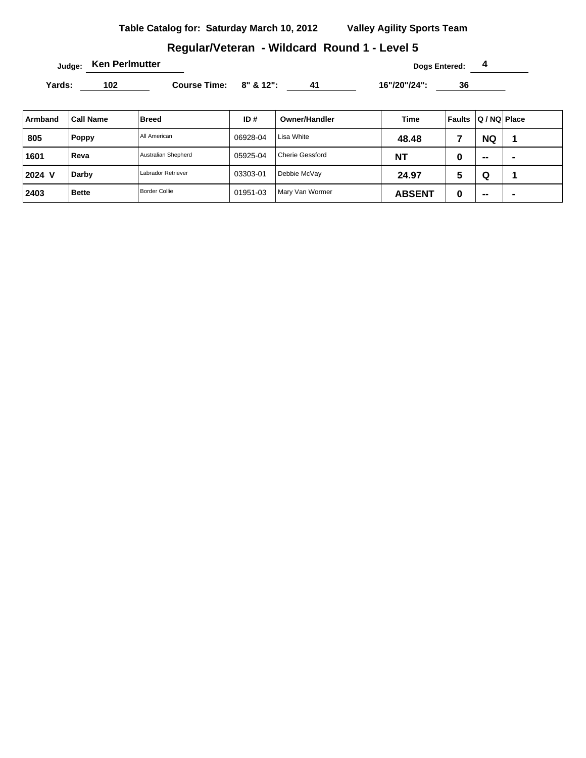**Table Catalog for: Saturday March 10, 2012** **Valley Agility Sports Team**

## Regular/Veteran - Wildcard Round 1 - Level 5

**Judge:** Ken Perlmutter **Dogs Entered:** 4

**Yards:** 102 **Course Time:** 8" & 12": 41 16"/20"/24": 36

| Armband | Call Name | Breed | ID # | Owner/Handler | Time | Faults | Q / NQ | Place |
|---|---|---|---|---|---|---|---|---|
| 805 | Poppy | All American | 06928-04 | Lisa White | 48.48 | 7 | NQ | 1 |
| 1601 | Reva | Australian Shepherd | 05925-04 | Cherie Gessford | NT | 0 | -- | - |
| 2024 V | Darby | Labrador Retriever | 03303-01 | Debbie McVay | 24.97 | 5 | Q | 1 |
| 2403 | Bette | Border Collie | 01951-03 | Mary Van Wormer | ABSENT | 0 | -- | - |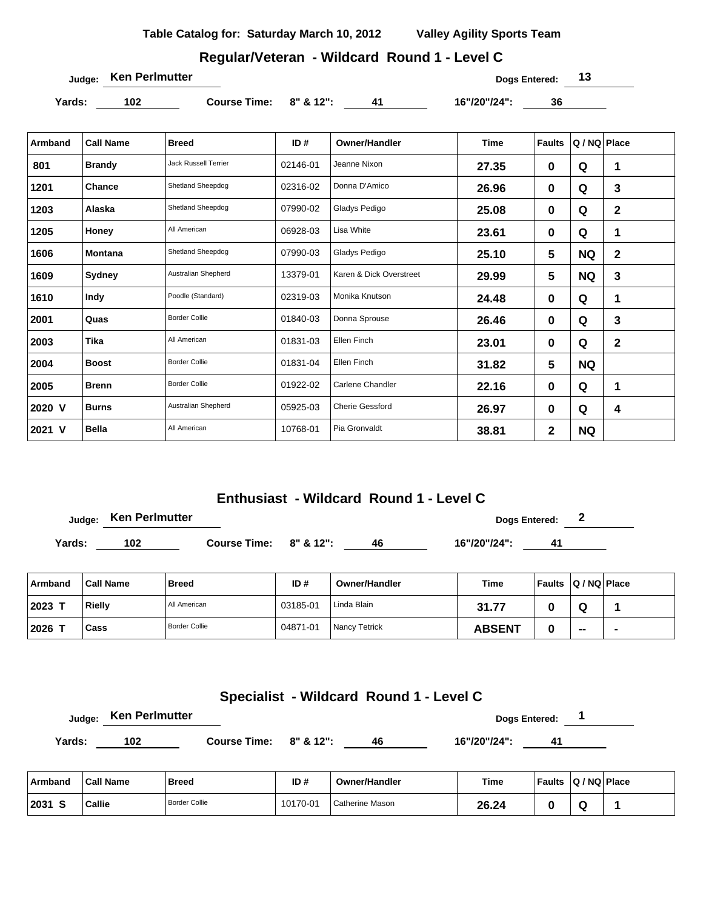**Table Catalog for: Saturday March 10, 2012 Valley Agility Sports Team**

## Regular/Veteran - Wildcard Round 1 - Level C

Judge: Ken Perlmutter Dogs Entered: 13

Yards: 102 Course Time: 8" & 12": 41 16"/20"/24": 36

| Armband | Call Name | Breed | ID # | Owner/Handler | Time | Faults | Q / NQ | Place |
|---|---|---|---|---|---|---|---|---|
| 801 | Brandy | Jack Russell Terrier | 02146-01 | Jeanne Nixon | 27.35 | 0 | Q | 1 |
| 1201 | Chance | Shetland Sheepdog | 02316-02 | Donna D'Amico | 26.96 | 0 | Q | 3 |
| 1203 | Alaska | Shetland Sheepdog | 07990-02 | Gladys Pedigo | 25.08 | 0 | Q | 2 |
| 1205 | Honey | All American | 06928-03 | Lisa White | 23.61 | 0 | Q | 1 |
| 1606 | Montana | Shetland Sheepdog | 07990-03 | Gladys Pedigo | 25.10 | 5 | NQ | 2 |
| 1609 | Sydney | Australian Shepherd | 13379-01 | Karen & Dick Overstreet | 29.99 | 5 | NQ | 3 |
| 1610 | Indy | Poodle (Standard) | 02319-03 | Monika Knutson | 24.48 | 0 | Q | 1 |
| 2001 | Quas | Border Collie | 01840-03 | Donna Sprouse | 26.46 | 0 | Q | 3 |
| 2003 | Tika | All American | 01831-03 | Ellen Finch | 23.01 | 0 | Q | 2 |
| 2004 | Boost | Border Collie | 01831-04 | Ellen Finch | 31.82 | 5 | NQ | |
| 2005 | Brenn | Border Collie | 01922-02 | Carlene Chandler | 22.16 | 0 | Q | 1 |
| 2020 V | Burns | Australian Shepherd | 05925-03 | Cherie Gessford | 26.97 | 0 | Q | 4 |
| 2021 V | Bella | All American | 10768-01 | Pia Gronvaldt | 38.81 | 2 | NQ | |

## Enthusiast - Wildcard Round 1 - Level C

Judge: Ken Perlmutter Dogs Entered: 2

Yards: 102 Course Time: 8" & 12": 46 16"/20"/24": 41

| Armband | Call Name | Breed | ID # | Owner/Handler | Time | Faults | Q / NQ | Place |
|---|---|---|---|---|---|---|---|---|
| 2023 T | Rielly | All American | 03185-01 | Linda Blain | 31.77 | 0 | Q | 1 |
| 2026 T | Cass | Border Collie | 04871-01 | Nancy Tetrick | ABSENT | 0 | -- | - |

## Specialist - Wildcard Round 1 - Level C

Judge: Ken Perlmutter Dogs Entered: 1

Yards: 102 Course Time: 8" & 12": 46 16"/20"/24": 41

| Armband | Call Name | Breed | ID # | Owner/Handler | Time | Faults | Q / NQ | Place |
|---|---|---|---|---|---|---|---|---|
| 2031 S | Callie | Border Collie | 10170-01 | Catherine Mason | 26.24 | 0 | Q | 1 |